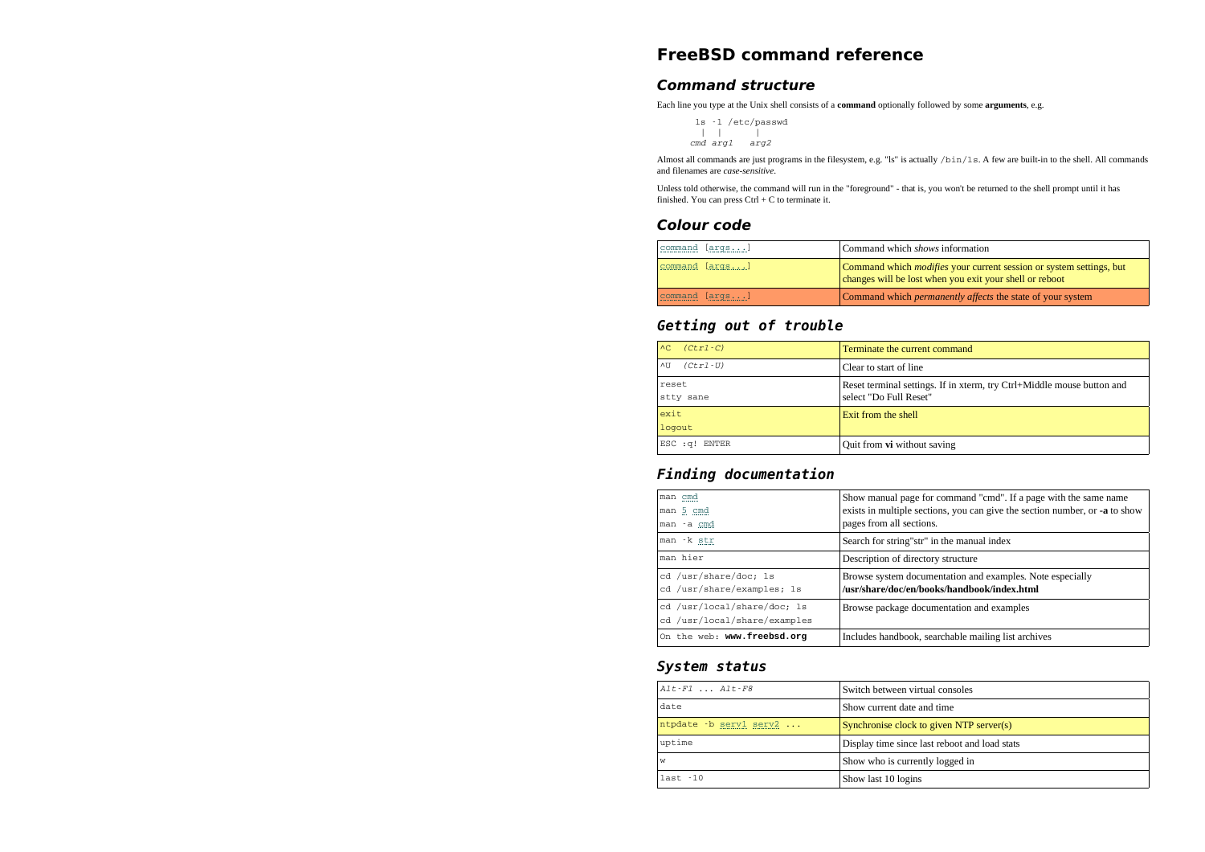# FreeBSD command reference

## Command structure

Each line you type at the Unix shell consists of a **command** optionally followed by some **arguments**, e.g.

```
      ls -l /etc/passwd
       |  |     |
     cmd arg1   arg2
```

Almost all commands are just programs in the filesystem, e.g. "ls" is actually `/bin/ls`. A few are built-in to the shell. All commands and filenames are *case-sensitive*.

Unless told otherwise, the command will run in the "foreground" - that is, you won't be returned to the shell prompt until it has finished. You can press Ctrl + C to terminate it.

## Colour code

| | |
|---|---|
| `command [args...]` | Command which *shows* information |
| `command [args...]` | Command which *modifies* your current session or system settings, but changes will be lost when you exit your shell or reboot |
| `command [args...]` | Command which *permanently affects* the state of your system |

## Getting out of trouble

| | |
|---|---|
| `^C (Ctrl-C)` | Terminate the current command |
| `^U (Ctrl-U)` | Clear to start of line |
| `reset`<br>`stty sane` | Reset terminal settings. If in xterm, try Ctrl+Middle mouse button and select "Do Full Reset" |
| `exit`<br>`logout` | Exit from the shell |
| `ESC :q! ENTER` | Quit from **vi** without saving |

## Finding documentation

| | |
|---|---|
| `man cmd`<br>`man 5 cmd`<br>`man -a cmd` | Show manual page for command "cmd". If a page with the same name exists in multiple sections, you can give the section number, or **-a** to show pages from all sections. |
| `man -k str` | Search for string"str" in the manual index |
| `man hier` | Description of directory structure |
| `cd /usr/share/doc; ls`<br>`cd /usr/share/examples; ls` | Browse system documentation and examples. Note especially **/usr/share/doc/en/books/handbook/index.html** |
| `cd /usr/local/share/doc; ls`<br>`cd /usr/local/share/examples` | Browse package documentation and examples |
| On the web: **www.freebsd.org** | Includes handbook, searchable mailing list archives |

## System status

| | |
|---|---|
| `Alt-F1 ... Alt-F8` | Switch between virtual consoles |
| `date` | Show current date and time |
| `ntpdate -b serv1 serv2 ...` | Synchronise clock to given NTP server(s) |
| `uptime` | Display time since last reboot and load stats |
| `w` | Show who is currently logged in |
| `last -10` | Show last 10 logins |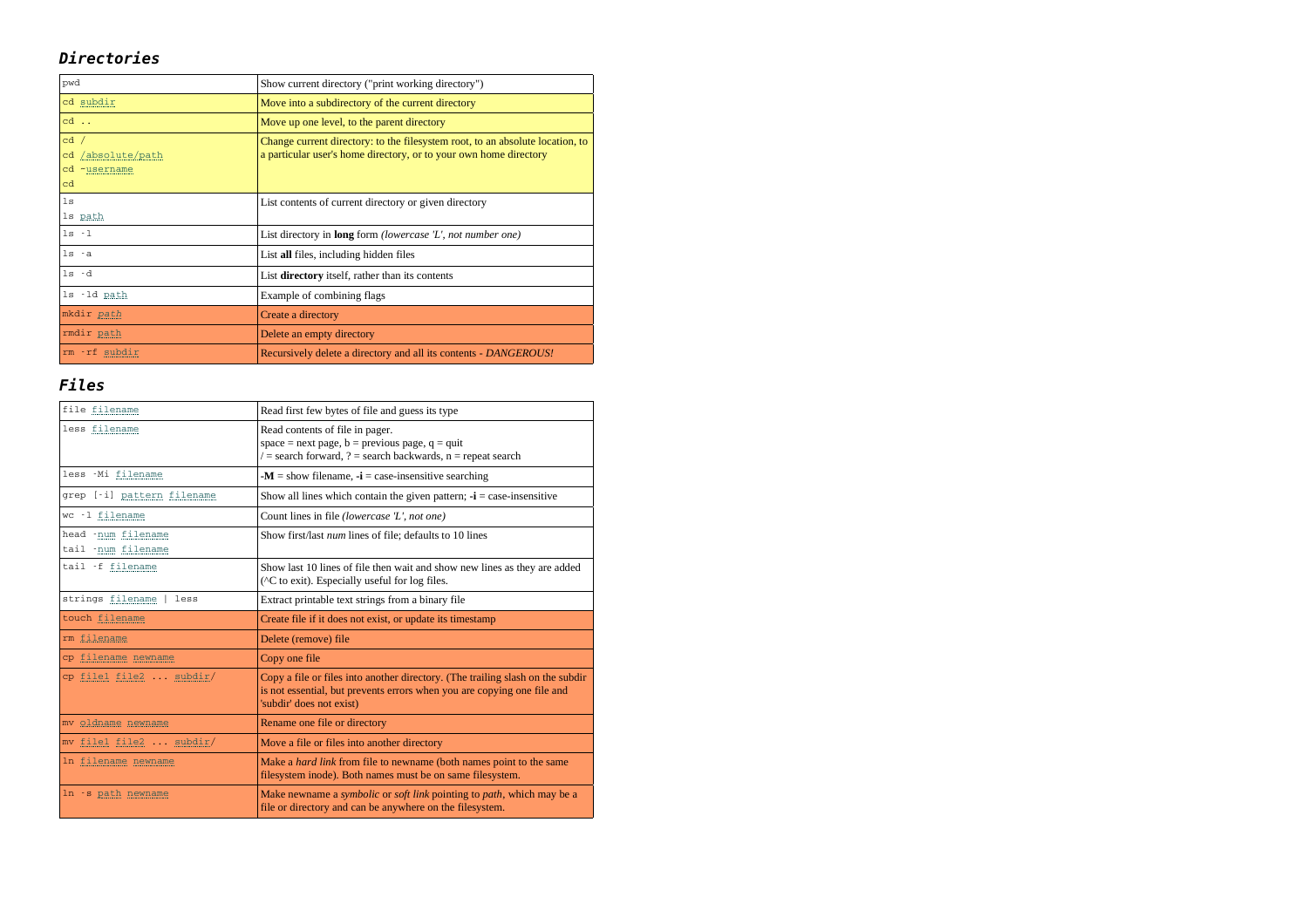### *Directories*

| | |
|---|---|
| pwd | Show current directory ("print working directory") |
| cd subdir | Move into a subdirectory of the current directory |
| cd .. | Move up one level, to the parent directory |
| cd /<br>cd /absolute/path<br>cd ~username<br>cd | Change current directory: to the filesystem root, to an absolute location, to a particular user's home directory, or to your own home directory |
| ls<br>ls path | List contents of current directory or given directory |
| ls -l | List directory in **long** form *(lowercase 'L', not number one)* |
| ls -a | List **all** files, including hidden files |
| ls -d | List **directory** itself, rather than its contents |
| ls -ld path | Example of combining flags |
| mkdir *path* | Create a directory |
| rmdir path | Delete an empty directory |
| rm -rf subdir | Recursively delete a directory and all its contents - *DANGEROUS!* |

### *Files*

| | |
|---|---|
| file filename | Read first few bytes of file and guess its type |
| less filename | Read contents of file in pager.<br>space = next page, b = previous page, q = quit<br>/ = search forward, ? = search backwards, n = repeat search |
| less -Mi filename | **-M** = show filename, **-i** = case-insensitive searching |
| grep [-i] pattern filename | Show all lines which contain the given pattern; **-i** = case-insensitive |
| wc -l filename | Count lines in file *(lowercase 'L', not one)* |
| head -num filename<br>tail -num filename | Show first/last *num* lines of file; defaults to 10 lines |
| tail -f filename | Show last 10 lines of file then wait and show new lines as they are added (^C to exit). Especially useful for log files. |
| strings filename \| less | Extract printable text strings from a binary file |
| touch filename | Create file if it does not exist, or update its timestamp |
| rm filename | Delete (remove) file |
| cp filename newname | Copy one file |
| cp file1 file2 ... subdir/ | Copy a file or files into another directory. (The trailing slash on the subdir is not essential, but prevents errors when you are copying one file and 'subdir' does not exist) |
| mv oldname newname | Rename one file or directory |
| mv file1 file2 ... subdir/ | Move a file or files into another directory |
| ln filename newname | Make a *hard link* from file to newname (both names point to the same filesystem inode). Both names must be on same filesystem. |
| ln -s path newname | Make newname a *symbolic* or *soft link* pointing to *path*, which may be a file or directory and can be anywhere on the filesystem. |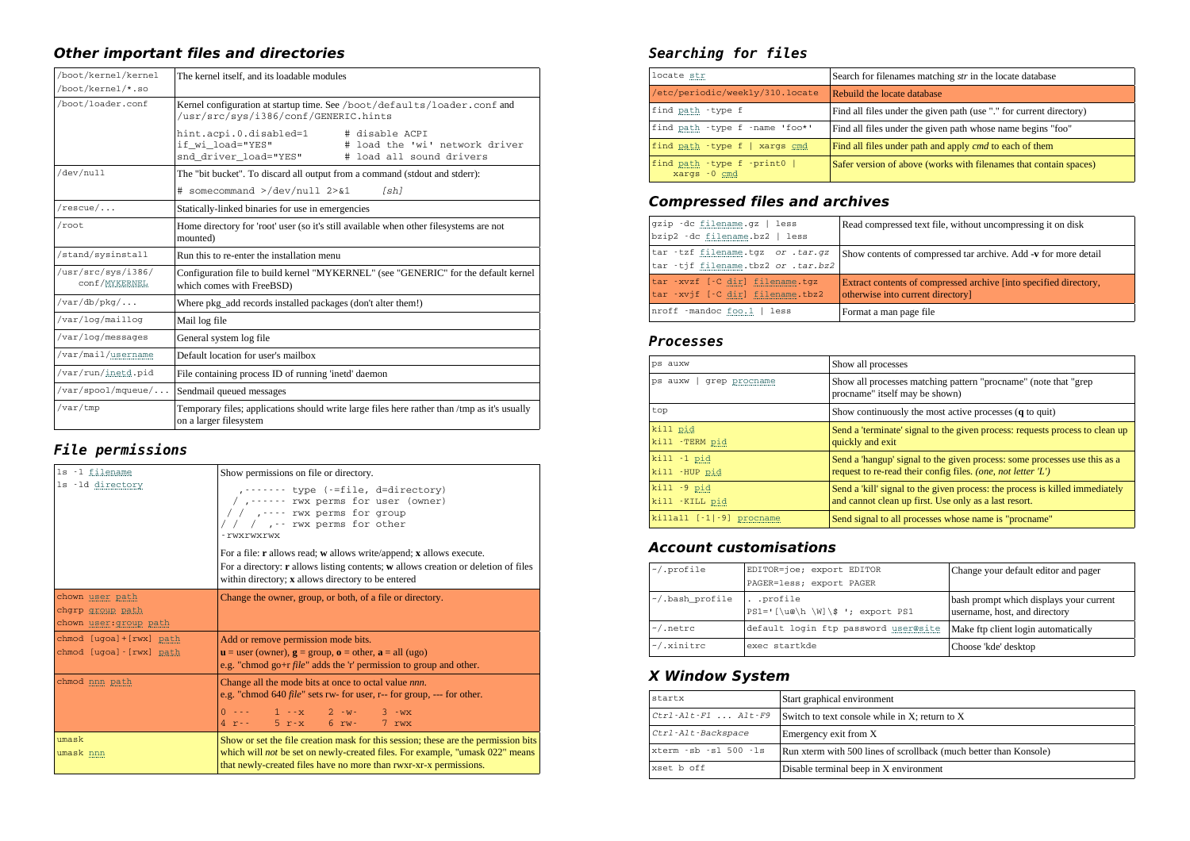## Other important files and directories

| | |
|---|---|
| /boot/kernel/kernel<br>/boot/kernel/*.so | The kernel itself, and its loadable modules |
| /boot/loader.conf | Kernel configuration at startup time. See /boot/defaults/loader.conf and /usr/src/sys/i386/conf/GENERIC.hints<br>hint.acpi.0.disabled=1 # disable ACPI<br>if_wi_load="YES" # load the 'wi' network driver<br>snd_driver_load="YES" # load all sound drivers |
| /dev/null | The "bit bucket". To discard all output from a command (stdout and stderr):<br># somecommand >/dev/null 2>&1 *[sh]* |
| /rescue/... | Statically-linked binaries for use in emergencies |
| /root | Home directory for 'root' user (so it's still available when other filesystems are not mounted) |
| /stand/sysinstall | Run this to re-enter the installation menu |
| /usr/src/sys/i386/conf/MYKERNEL | Configuration file to build kernel "MYKERNEL" (see "GENERIC" for the default kernel which comes with FreeBSD) |
| /var/db/pkg/... | Where pkg_add records installed packages (don't alter them!) |
| /var/log/maillog | Mail log file |
| /var/log/messages | General system log file |
| /var/mail/username | Default location for user's mailbox |
| /var/run/inetd.pid | File containing process ID of running 'inetd' daemon |
| /var/spool/mqueue/... | Sendmail queued messages |
| /var/tmp | Temporary files; applications should write large files here rather than /tmp as it's usually on a larger filesystem |

## File permissions

| | |
|---|---|
| ls -l filename<br>ls -ld directory | Show permissions on file or directory.<br>`,------- type (-=file, d=directory)`<br>`/ ,------ rwx perms for user (owner)`<br>`/ / ,---- rwx perms for group`<br>`/ / / ,-- rwx perms for other`<br>`-rwxrwxrwx`<br>For a file: **r** allows read; **w** allows write/append; **x** allows execute.<br>For a directory: **r** allows listing contents; **w** allows creation or deletion of files within directory; **x** allows directory to be entered |
| chown user path<br>chgrp group path<br>chown user:group path | Change the owner, group, or both, of a file or directory. |
| chmod [ugoa]+[rwx] path<br>chmod [ugoa]-[rwx] path | Add or remove permission mode bits.<br>**u** = user (owner), **g** = group, **o** = other, **a** = all (ugo)<br>e.g. "chmod go+r *file*" adds the 'r' permission to group and other. |
| chmod nnn path | Change all the mode bits at once to octal value *nnn*.<br>e.g. "chmod 640 *file*" sets rw- for user, r-- for group, --- for other.<br>0 --- 1 --x 2 -w- 3 -wx<br>4 r-- 5 r-x 6 rw- 7 rwx |
| umask<br>umask nnn | Show or set the file creation mask for this session; these are the permission bits which will *not* be set on newly-created files. For example, "umask 022" means that newly-created files have no more than rwxr-xr-x permissions. |

## Searching for files

| | |
|---|---|
| locate str | Search for filenames matching *str* in the locate database |
| /etc/periodic/weekly/310.locate | Rebuild the locate database |
| find path -type f | Find all files under the given path (use "." for current directory) |
| find path -type f -name 'foo*' | Find all files under the given path whose name begins "foo" |
| find path -type f \| xargs cmd | Find all files under path and apply *cmd* to each of them |
| find path -type f -print0 \| xargs -0 cmd | Safer version of above (works with filenames that contain spaces) |

## Compressed files and archives

| | |
|---|---|
| gzip -dc filename.gz \| less<br>bzip2 -dc filename.bz2 \| less | Read compressed text file, without uncompressing it on disk |
| tar -tzf filename.tgz *or .tar.gz*<br>tar -tjf filename.tbz2 *or .tar.bz2* | Show contents of compressed tar archive. Add **-v** for more detail |
| tar -xvzf [-C dir] filename.tgz<br>tar -xvjf [-C dir] filename.tbz2 | Extract contents of compressed archive [into specified directory, otherwise into current directory] |
| nroff -mandoc foo.1 \| less | Format a man page file |

## Processes

| | |
|---|---|
| ps auxw | Show all processes |
| ps auxw \| grep procname | Show all processes matching pattern "procname" (note that "grep procname" itself may be shown) |
| top | Show continuously the most active processes (**q** to quit) |
| kill pid<br>kill -TERM pid | Send a 'terminate' signal to the given process: requests process to clean up quickly and exit |
| kill -1 pid<br>kill -HUP pid | Send a 'hangup' signal to the given process: some processes use this as a request to re-read their config files. *(one, not letter 'L')* |
| kill -9 pid<br>kill -KILL pid | Send a 'kill' signal to the given process: the process is killed immediately and cannot clean up first. Use only as a last resort. |
| killall [-1\|-9] procname | Send signal to all processes whose name is "procname" |

## Account customisations

| | | |
|---|---|---|
| ~/.profile | EDITOR=joe; export EDITOR<br>PAGER=less; export PAGER | Change your default editor and pager |
| ~/.bash_profile | . .profile<br>PS1='[\u@\h \W]\$ '; export PS1 | bash prompt which displays your current username, host, and directory |
| ~/.netrc | default login ftp password user@site | Make ftp client login automatically |
| ~/.xinitrc | exec startkde | Choose 'kde' desktop |

## X Window System

| | |
|---|---|
| startx | Start graphical environment |
| *Ctrl-Alt-F1 ... Alt-F9* | Switch to text console while in X; return to X |
| *Ctrl-Alt-Backspace* | Emergency exit from X |
| xterm -sb -sl 500 -ls | Run xterm with 500 lines of scrollback (much better than Konsole) |
| xset b off | Disable terminal beep in X environment |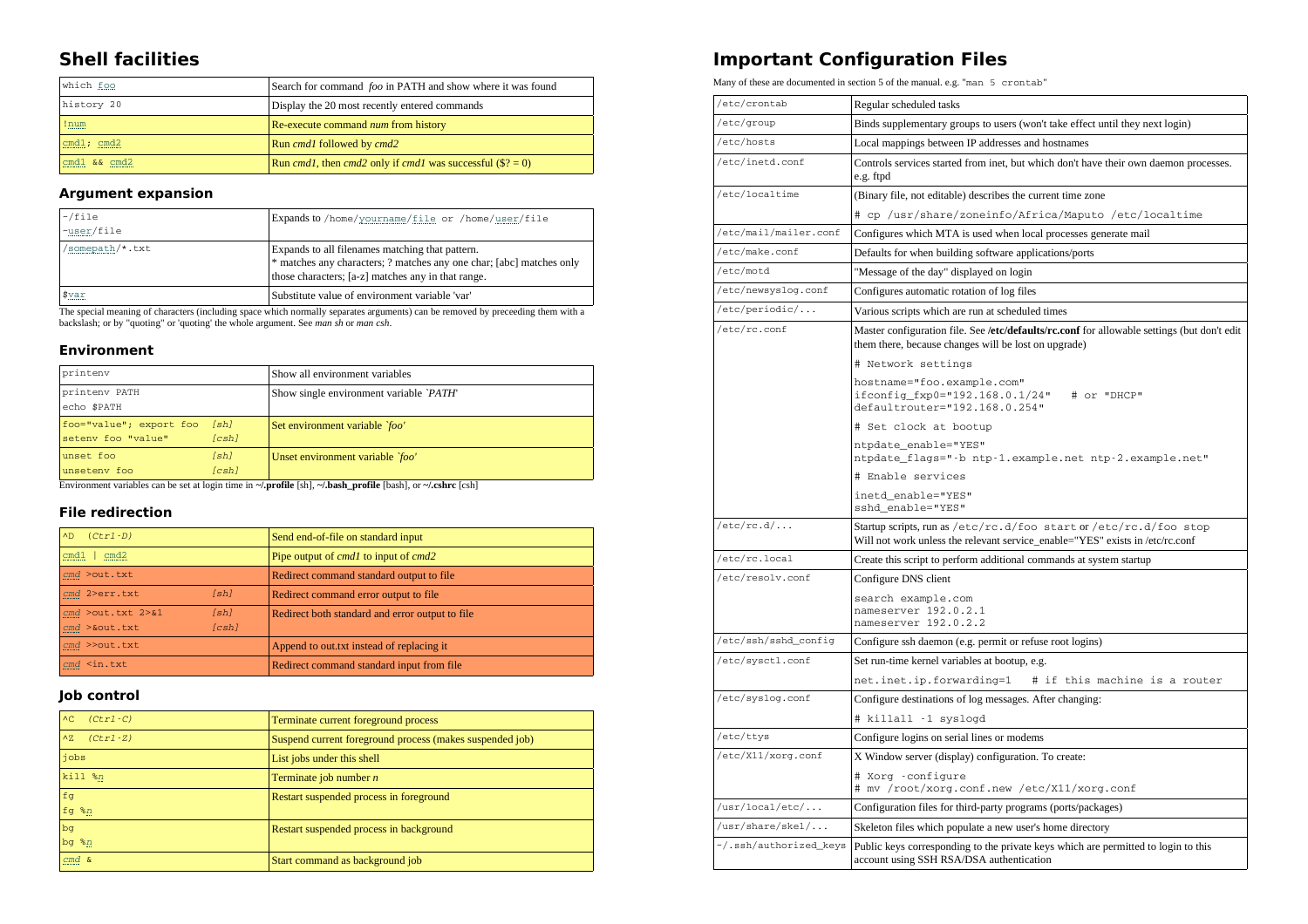## Shell facilities

| which foo | Search for command *foo* in PATH and show where it was found |
|---|---|
| history 20 | Display the 20 most recently entered commands |
| !num | Re-execute command *num* from history |
| cmd1; cmd2 | Run *cmd1* followed by *cmd2* |
| cmd1 && cmd2 | Run *cmd1*, then *cmd2* only if *cmd1* was successful ($? = 0) |

### Argument expansion

| ~/file<br>~user/file | Expands to /home/yourname/file or /home/user/file |
|---|---|
| /somepath/*.txt | Expands to all filenames matching that pattern.<br>* matches any characters; ? matches any one char; [abc] matches only those characters; [a-z] matches any in that range. |
| $var | Substitute value of environment variable 'var' |

The special meaning of characters (including space which normally separates arguments) can be removed by preceeding them with a backslash; or by "quoting" or 'quoting' the whole argument. See *man sh* or *man csh*.

### Environment

| printenv | Show all environment variables |
|---|---|
| printenv PATH<br>echo $PATH | Show single environment variable `PATH' |
| foo="value"; export foo [sh]<br>setenv foo "value" [csh] | Set environment variable `foo' |
| unset foo [sh]<br>unsetenv foo [csh] | Unset environment variable `foo' |

Environment variables can be set at login time in **~/.profile** [sh], **~/.bash_profile** [bash], or **~/.cshrc** [csh]

### File redirection

| ^D (Ctrl-D) | Send end-of-file on standard input |
|---|---|
| cmd1 \| cmd2 | Pipe output of *cmd1* to input of *cmd2* |
| cmd >out.txt | Redirect command standard output to file |
| cmd 2>err.txt [sh] | Redirect command error output to file |
| cmd >out.txt 2>&1 [sh]<br>cmd >&out.txt [csh] | Redirect both standard and error output to file |
| cmd >>out.txt | Append to out.txt instead of replacing it |
| cmd <in.txt | Redirect command standard input from file |

### Job control

| ^C (Ctrl-C) | Terminate current foreground process |
|---|---|
| ^Z (Ctrl-Z) | Suspend current foreground process (makes suspended job) |
| jobs | List jobs under this shell |
| kill %n | Terminate job number *n* |
| fg<br>fg %n | Restart suspended process in foreground |
| bg<br>bg %n | Restart suspended process in background |
| cmd & | Start command as background job |

## Important Configuration Files

Many of these are documented in section 5 of the manual. e.g. "man 5 crontab"

| /etc/crontab | Regular scheduled tasks |
|---|---|
| /etc/group | Binds supplementary groups to users (won't take effect until they next login) |
| /etc/hosts | Local mappings between IP addresses and hostnames |
| /etc/inetd.conf | Controls services started from inet, but which don't have their own daemon processes. e.g. ftpd |
| /etc/localtime | (Binary file, not editable) describes the current time zone<br># cp /usr/share/zoneinfo/Africa/Maputo /etc/localtime |
| /etc/mail/mailer.conf | Configures which MTA is used when local processes generate mail |
| /etc/make.conf | Defaults for when building software applications/ports |
| /etc/motd | "Message of the day" displayed on login |
| /etc/newsyslog.conf | Configures automatic rotation of log files |
| /etc/periodic/... | Various scripts which are run at scheduled times |
| /etc/rc.conf | Master configuration file. See **/etc/defaults/rc.conf** for allowable settings (but don't edit them there, because changes will be lost on upgrade)<br># Network settings<br>hostname="foo.example.com"<br>ifconfig_fxp0="192.168.0.1/24" # or "DHCP"<br>defaultrouter="192.168.0.254"<br># Set clock at bootup<br>ntpdate_enable="YES"<br>ntpdate_flags="-b ntp-1.example.net ntp-2.example.net"<br># Enable services<br>inetd_enable="YES"<br>sshd_enable="YES" |
| /etc/rc.d/... | Startup scripts, run as /etc/rc.d/foo start or /etc/rc.d/foo stop<br>Will not work unless the relevant service_enable="YES" exists in /etc/rc.conf |
| /etc/rc.local | Create this script to perform additional commands at system startup |
| /etc/resolv.conf | Configure DNS client<br>search example.com<br>nameserver 192.0.2.1<br>nameserver 192.0.2.2 |
| /etc/ssh/sshd_config | Configure ssh daemon (e.g. permit or refuse root logins) |
| /etc/sysctl.conf | Set run-time kernel variables at bootup, e.g.<br>net.inet.ip.forwarding=1 # if this machine is a router |
| /etc/syslog.conf | Configure destinations of log messages. After changing:<br># killall -1 syslogd |
| /etc/ttys | Configure logins on serial lines or modems |
| /etc/X11/xorg.conf | X Window server (display) configuration. To create:<br># Xorg -configure<br># mv /root/xorg.conf.new /etc/X11/xorg.conf |
| /usr/local/etc/... | Configuration files for third-party programs (ports/packages) |
| /usr/share/skel/... | Skeleton files which populate a new user's home directory |
| ~/.ssh/authorized_keys | Public keys corresponding to the private keys which are permitted to login to this account using SSH RSA/DSA authentication |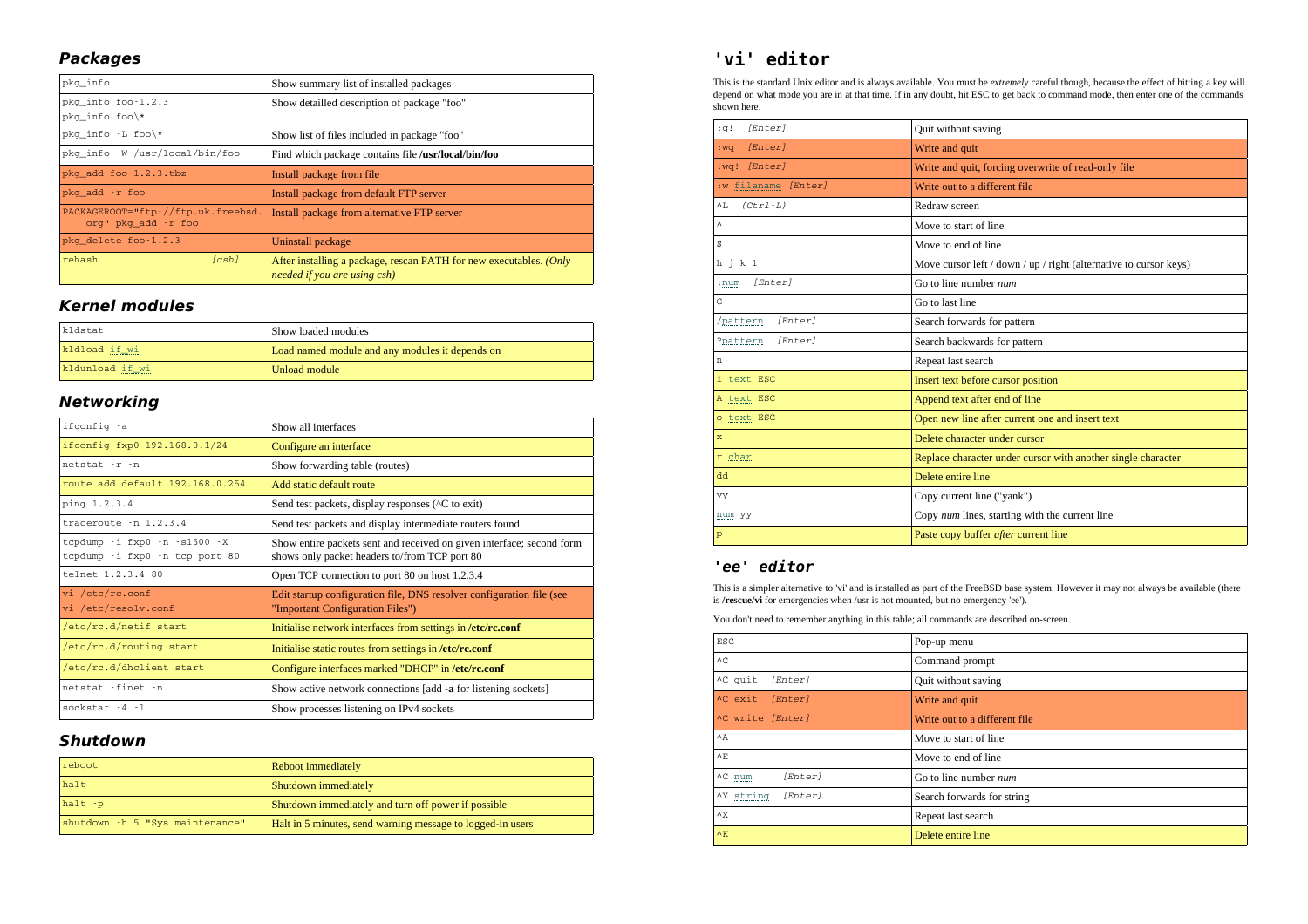## Packages

| | |
|---|---|
| pkg_info | Show summary list of installed packages |
| pkg_info foo-1.2.3<br>pkg_info foo\* | Show detailled description of package "foo" |
| pkg_info -L foo\* | Show list of files included in package "foo" |
| pkg_info -W /usr/local/bin/foo | Find which package contains file **/usr/local/bin/foo** |
| pkg_add foo-1.2.3.tbz | Install package from file |
| pkg_add -r foo | Install package from default FTP server |
| PACKAGEROOT="ftp://ftp.uk.freebsd.org" pkg_add -r foo | Install package from alternative FTP server |
| pkg_delete foo-1.2.3 | Uninstall package |
| rehash *[csh]* | After installing a package, rescan PATH for new executables. *(Only needed if you are using csh)* |

## Kernel modules

| | |
|---|---|
| kldstat | Show loaded modules |
| kldload if_wi | Load named module and any modules it depends on |
| kldunload if_wi | Unload module |

## Networking

| | |
|---|---|
| ifconfig -a | Show all interfaces |
| ifconfig fxp0 192.168.0.1/24 | Configure an interface |
| netstat -r -n | Show forwarding table (routes) |
| route add default 192.168.0.254 | Add static default route |
| ping 1.2.3.4 | Send test packets, display responses (^C to exit) |
| traceroute -n 1.2.3.4 | Send test packets and display intermediate routers found |
| tcpdump -i fxp0 -n -s1500 -X<br>tcpdump -i fxp0 -n tcp port 80 | Show entire packets sent and received on given interface; second form shows only packet headers to/from TCP port 80 |
| telnet 1.2.3.4 80 | Open TCP connection to port 80 on host 1.2.3.4 |
| vi /etc/rc.conf<br>vi /etc/resolv.conf | Edit startup configuration file, DNS resolver configuration file (see "Important Configuration Files") |
| /etc/rc.d/netif start | Initialise network interfaces from settings in **/etc/rc.conf** |
| /etc/rc.d/routing start | Initialise static routes from settings in **/etc/rc.conf** |
| /etc/rc.d/dhclient start | Configure interfaces marked "DHCP" in **/etc/rc.conf** |
| netstat -finet -n | Show active network connections [add **-a** for listening sockets] |
| sockstat -4 -l | Show processes listening on IPv4 sockets |

## Shutdown

| | |
|---|---|
| reboot | Reboot immediately |
| halt | Shutdown immediately |
| halt -p | Shutdown immediately and turn off power if possible |
| shutdown -h 5 "Sys maintenance" | Halt in 5 minutes, send warning message to logged-in users |

# 'vi' editor

This is the standard Unix editor and is always available. You must be *extremely* careful though, because the effect of hitting a key will depend on what mode you are in at that time. If in any doubt, hit ESC to get back to command mode, then enter one of the commands shown here.

| | |
|---|---|
| :q! *[Enter]* | Quit without saving |
| :wq *[Enter]* | Write and quit |
| :wq! *[Enter]* | Write and quit, forcing overwrite of read-only file |
| :w filename *[Enter]* | Write out to a different file |
| ^L *(Ctrl-L)* | Redraw screen |
| ^ | Move to start of line |
| $ | Move to end of line |
| h j k l | Move cursor left / down / up / right (alternative to cursor keys) |
| :num *[Enter]* | Go to line number *num* |
| G | Go to last line |
| /pattern *[Enter]* | Search forwards for pattern |
| ?pattern *[Enter]* | Search backwards for pattern |
| n | Repeat last search |
| i text ESC | Insert text before cursor position |
| A text ESC | Append text after end of line |
| o text ESC | Open new line after current one and insert text |
| x | Delete character under cursor |
| r char | Replace character under cursor with another single character |
| dd | Delete entire line |
| yy | Copy current line ("yank") |
| num yy | Copy *num* lines, starting with the current line |
| p | Paste copy buffer *after* current line |

## 'ee' editor

This is a simpler alternative to 'vi' and is installed as part of the FreeBSD base system. However it may not always be available (there is **/rescue/vi** for emergencies when /usr is not mounted, but no emergency 'ee').

You don't need to remember anything in this table; all commands are described on-screen.

| | |
|---|---|
| ESC | Pop-up menu |
| ^C | Command prompt |
| ^C quit *[Enter]* | Quit without saving |
| ^C exit *[Enter]* | Write and quit |
| ^C write *[Enter]* | Write out to a different file |
| ^A | Move to start of line |
| ^E | Move to end of line |
| ^C num *[Enter]* | Go to line number *num* |
| ^Y string *[Enter]* | Search forwards for string |
| ^X | Repeat last search |
| ^K | Delete entire line |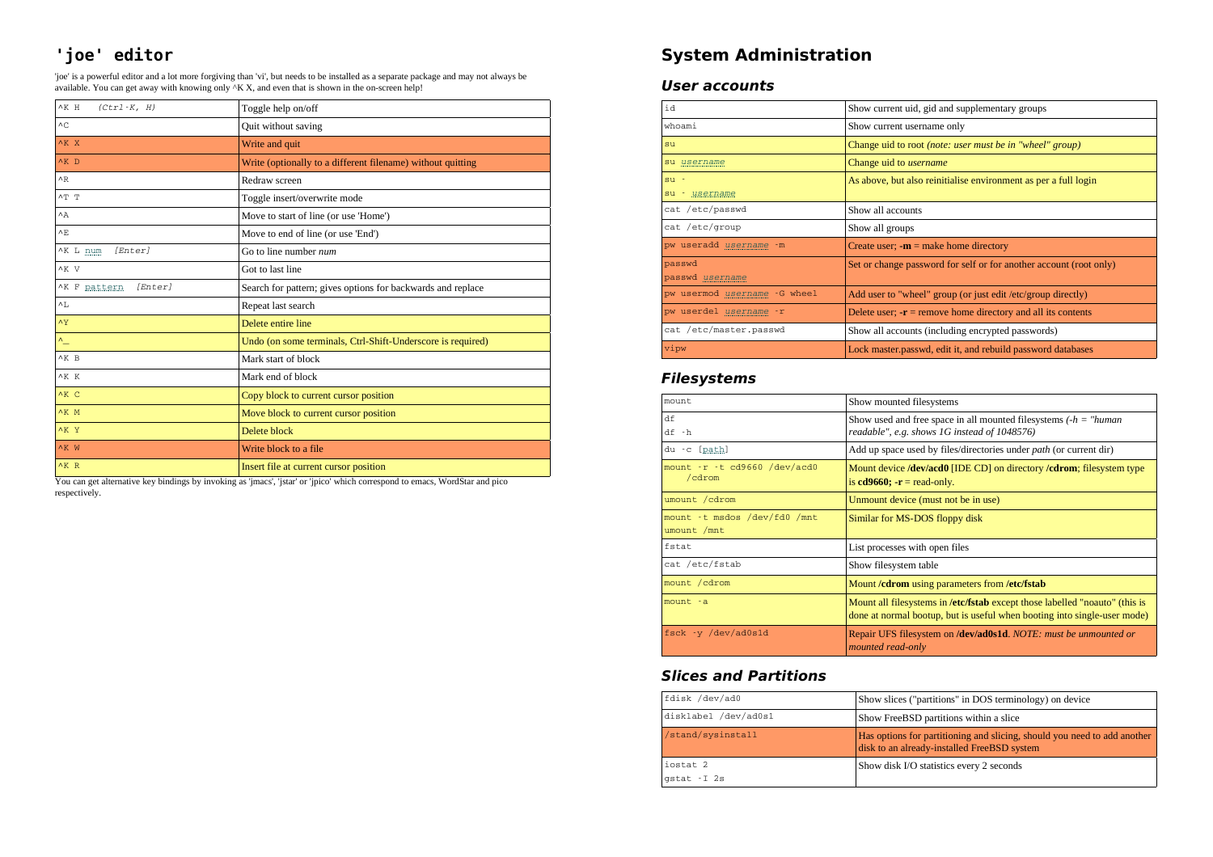# 'joe' editor

'joe' is a powerful editor and a lot more forgiving than 'vi', but needs to be installed as a separate package and may not always be available. You can get away with knowing only ^K X, and even that is shown in the on-screen help!

| | |
|---|---|
| `^K H` *(Ctrl-K, H)* | Toggle help on/off |
| `^C` | Quit without saving |
| `^K X` | Write and quit |
| `^K D` | Write (optionally to a different filename) without quitting |
| `^R` | Redraw screen |
| `^T T` | Toggle insert/overwrite mode |
| `^A` | Move to start of line (or use 'Home') |
| `^E` | Move to end of line (or use 'End') |
| `^K L num [Enter]` | Go to line number *num* |
| `^K V` | Got to last line |
| `^K F pattern [Enter]` | Search for pattern; gives options for backwards and replace |
| `^L` | Repeat last search |
| `^Y` | Delete entire line |
| `^_` | Undo (on some terminals, Ctrl-Shift-Underscore is required) |
| `^K B` | Mark start of block |
| `^K K` | Mark end of block |
| `^K C` | Copy block to current cursor position |
| `^K M` | Move block to current cursor position |
| `^K Y` | Delete block |
| `^K W` | Write block to a file |
| `^K R` | Insert file at current cursor position |

You can get alternative key bindings by invoking as 'jmacs', 'jstar' or 'jpico' which correspond to emacs, WordStar and pico respectively.

# System Administration

## User accounts

| | |
|---|---|
| `id` | Show current uid, gid and supplementary groups |
| `whoami` | Show current username only |
| `su` | Change uid to root *(note: user must be in "wheel" group)* |
| `su username` | Change uid to *username* |
| `su -`<br>`su - username` | As above, but also reinitialise environment as per a full login |
| `cat /etc/passwd` | Show all accounts |
| `cat /etc/group` | Show all groups |
| `pw useradd username -m` | Create user; **-m** = make home directory |
| `passwd`<br>`passwd username` | Set or change password for self or for another account (root only) |
| `pw usermod username -G wheel` | Add user to "wheel" group (or just edit /etc/group directly) |
| `pw userdel username -r` | Delete user; **-r** = remove home directory and all its contents |
| `cat /etc/master.passwd` | Show all accounts (including encrypted passwords) |
| `vipw` | Lock master.passwd, edit it, and rebuild password databases |

## Filesystems

| | |
|---|---|
| `mount` | Show mounted filesystems |
| `df`<br>`df -h` | Show used and free space in all mounted filesystems *(-h = "human readable", e.g. shows 1G instead of 1048576)* |
| `du -c [path]` | Add up space used by files/directories under *path* (or current dir) |
| `mount -r -t cd9660 /dev/acd0 /cdrom` | Mount device **/dev/acd0** [IDE CD] on directory **/cdrom**; filesystem type is **cd9660**; **-r** = read-only. |
| `umount /cdrom` | Unmount device (must not be in use) |
| `mount -t msdos /dev/fd0 /mnt`<br>`umount /mnt` | Similar for MS-DOS floppy disk |
| `fstat` | List processes with open files |
| `cat /etc/fstab` | Show filesystem table |
| `mount /cdrom` | Mount **/cdrom** using parameters from **/etc/fstab** |
| `mount -a` | Mount all filesystems in **/etc/fstab** except those labelled "noauto" (this is done at normal bootup, but is useful when booting into single-user mode) |
| `fsck -y /dev/ad0s1d` | Repair UFS filesystem on **/dev/ad0s1d**. *NOTE: must be unmounted or mounted read-only* |

## Slices and Partitions

| | |
|---|---|
| `fdisk /dev/ad0` | Show slices ("partitions" in DOS terminology) on device |
| `disklabel /dev/ad0s1` | Show FreeBSD partitions within a slice |
| `/stand/sysinstall` | Has options for partitioning and slicing, should you need to add another disk to an already-installed FreeBSD system |
| `iostat 2`<br>`gstat -I 2s` | Show disk I/O statistics every 2 seconds |